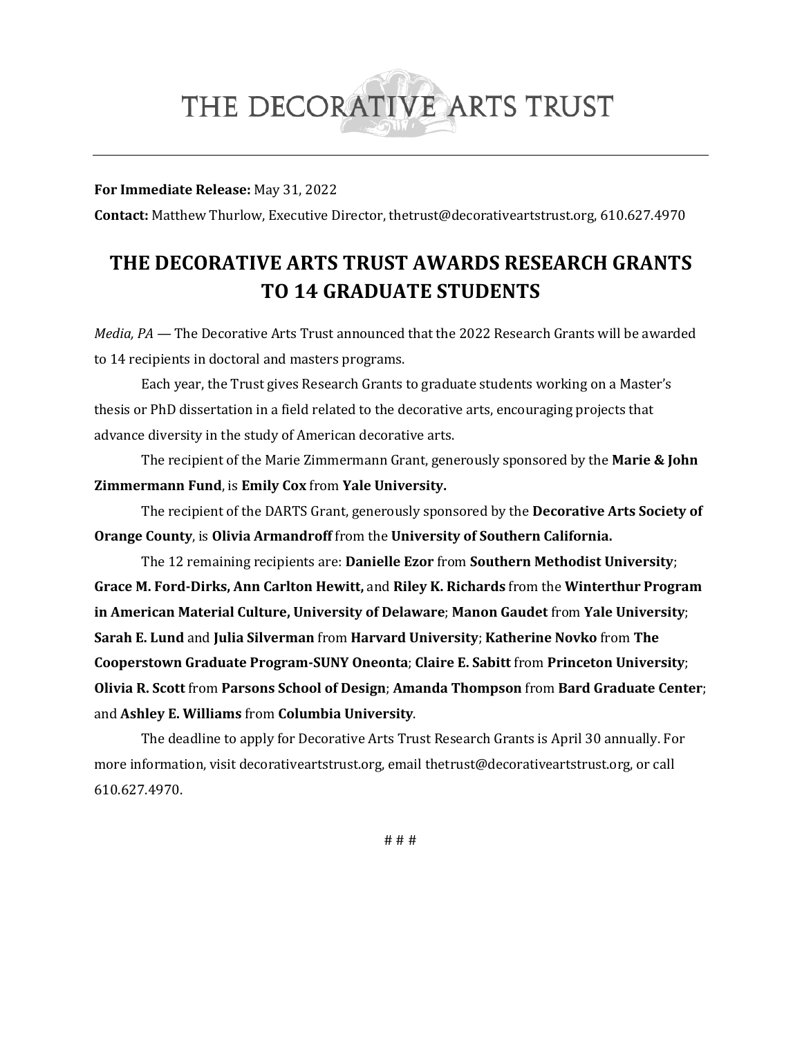# THE DECORATIVE ARTS TRUST

**For Immediate Release:** May 31, 2022

**Contact:** Matthew Thurlow, Executive Director, thetrust@decorativeartstrust.org, 610.627.4970

## THE DECORATIVE ARTS TRUST AWARDS RESEARCH GRANTS TO 14 GRADUATE STUDENTS

*Media, PA* — The Decorative Arts Trust announced that the 2022 Research Grants will be awarded to 14 recipients in doctoral and masters programs.

Each year, the Trust gives Research Grants to graduate students working on a Master's thesis or PhD dissertation in a field related to the decorative arts, encouraging projects that advance diversity in the study of American decorative arts.

The recipient of the Marie Zimmermann Grant, generously sponsored by the **Marie & John Zimmermann Fund**, is **Emily Cox** from **Yale University.**

The recipient of the DARTS Grant, generously sponsored by the **Decorative Arts Society of Orange County**, is **Olivia Armandroff** from the **University of Southern California.**

The 12 remaining recipients are: **Danielle Ezor** from **Southern Methodist University**; **Grace M. Ford-Dirks, Ann Carlton Hewitt,** and **Riley K. Richards** from the **Winterthur Program in American Material Culture, University of Delaware**; **Manon Gaudet** from **Yale University**; **Sarah E. Lund** and **Julia Silverman** from **Harvard University**; **Katherine Novko** from **The Cooperstown Graduate Program-SUNY Oneonta**; **Claire E. Sabitt** from **Princeton University**; **Olivia R. Scott** from **Parsons School of Design**; **Amanda Thompson** from **Bard Graduate Center**; and **Ashley E. Williams** from **Columbia University**.

The deadline to apply for Decorative Arts Trust Research Grants is April 30 annually. For more information, visit decorativeartstrust.org, email thetrust@decorativeartstrust.org, or call 610.627.4970.

# # #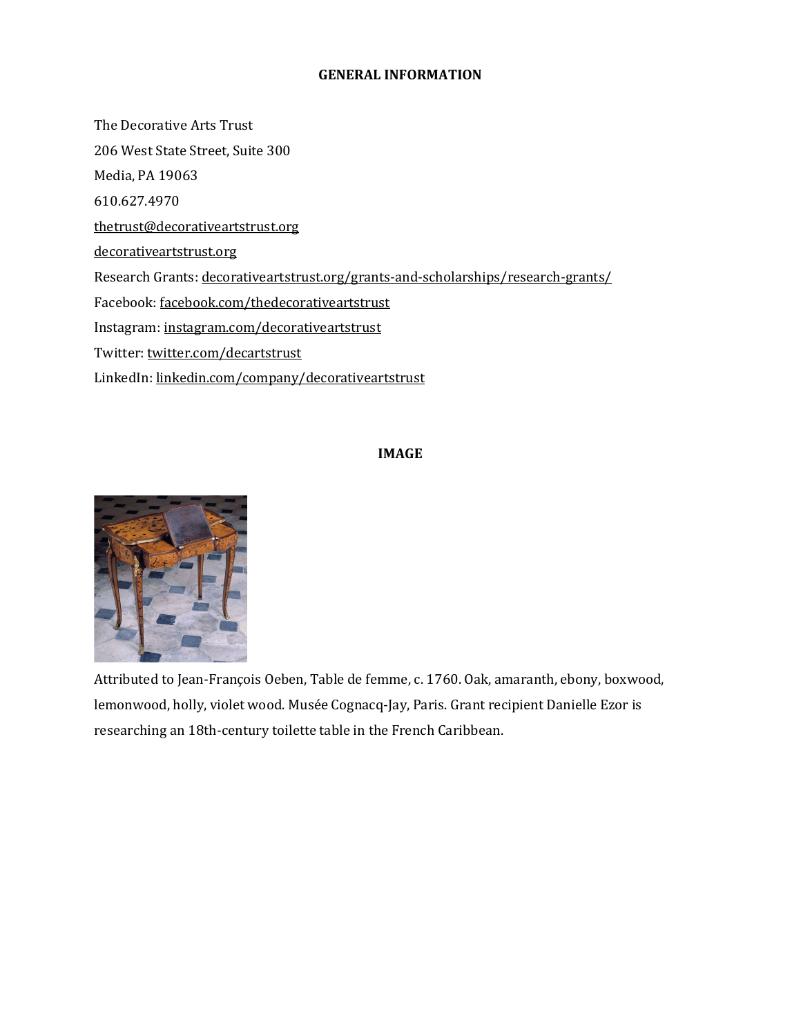## GENERAL INFORMATION

The Decorative Arts Trust

206 West State Street, Suite 300

Media, PA 19063

610.627.4970

thetrust@decorativeartstrust.org

decorativeartstrust.org

Research Grants: decorativeartstrust.org/grants-and-scholarships/research-grants/

Facebook: facebook.com/thedecorativeartstrust

Instagram: instagram.com/decorativeartstrust

Twitter: twitter.com/decartstrust

LinkedIn: linkedin.com/company/decorativeartstrust

## IMAGE

Attributed to Jean-François Oeben, Table de femme, c. 1760. Oak, amaranth, ebony, boxwood, lemonwood, holly, violet wood. Musée Cognacq-Jay, Paris. Grant recipient Danielle Ezor is researching an 18th-century toilette table in the French Caribbean.